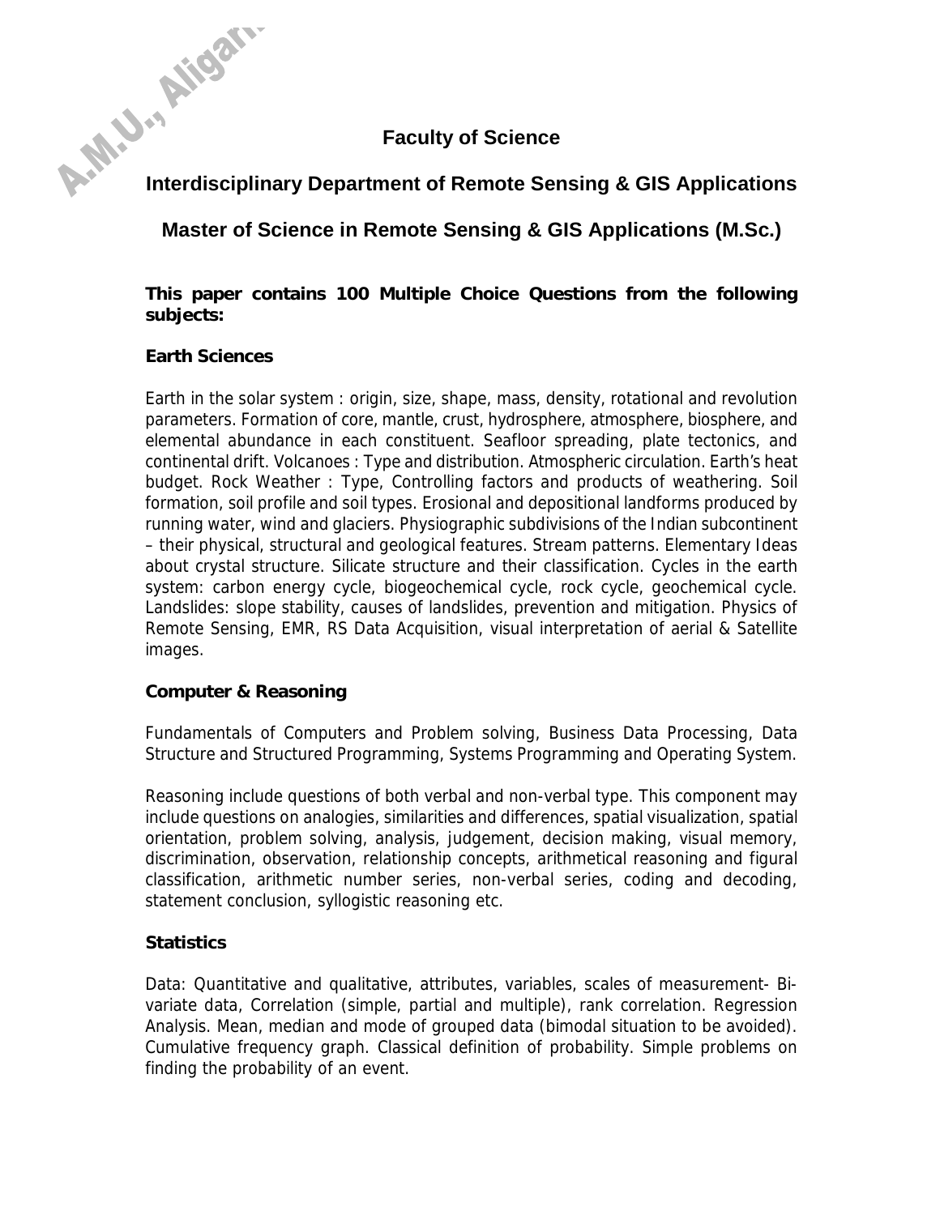## Faculty of Science

## Interdisciplinary Department of Remote Sensing & GIS Applications

## Master of Science in Remote Sensing & GIS Applications (M.Sc.)

**This paper contains 100 Multiple Choice Questions from the following subjects:**

### Earth Sciences

Earth in the solar system : origin, size, shape, mass, density, rotational and revolution parameters. Formation of core, mantle, crust, hydrosphere, atmosphere, biosphere, and elemental abundance in each constituent. Seafloor spreading, plate tectonics, and continental drift. Volcanoes : Type and distribution. Atmospheric circulation. Earth's heat budget. Rock Weather : Type, Controlling factors and products of weathering. Soil formation, soil profile and soil types. Erosional and depositional landforms produced by running water, wind and glaciers. Physiographic subdivisions of the Indian subcontinent – their physical, structural and geological features. Stream patterns. Elementary Ideas about crystal structure. Silicate structure and their classification. Cycles in the earth system: carbon energy cycle, biogeochemical cycle, rock cycle, geochemical cycle. Landslides: slope stability, causes of landslides, prevention and mitigation. Physics of Remote Sensing, EMR, RS Data Acquisition, visual interpretation of aerial & Satellite images.

### Computer & Reasoning

Fundamentals of Computers and Problem solving, Business Data Processing, Data Structure and Structured Programming, Systems Programming and Operating System.

Reasoning include questions of both verbal and non-verbal type. This component may include questions on analogies, similarities and differences, spatial visualization, spatial orientation, problem solving, analysis, judgement, decision making, visual memory, discrimination, observation, relationship concepts, arithmetical reasoning and figural classification, arithmetic number series, non-verbal series, coding and decoding, statement conclusion, syllogistic reasoning etc.

### Statistics

Data: Quantitative and qualitative, attributes, variables, scales of measurement- Bi-variate data, Correlation (simple, partial and multiple), rank correlation. Regression Analysis. Mean, median and mode of grouped data (bimodal situation to be avoided). Cumulative frequency graph. Classical definition of probability. Simple problems on finding the probability of an event.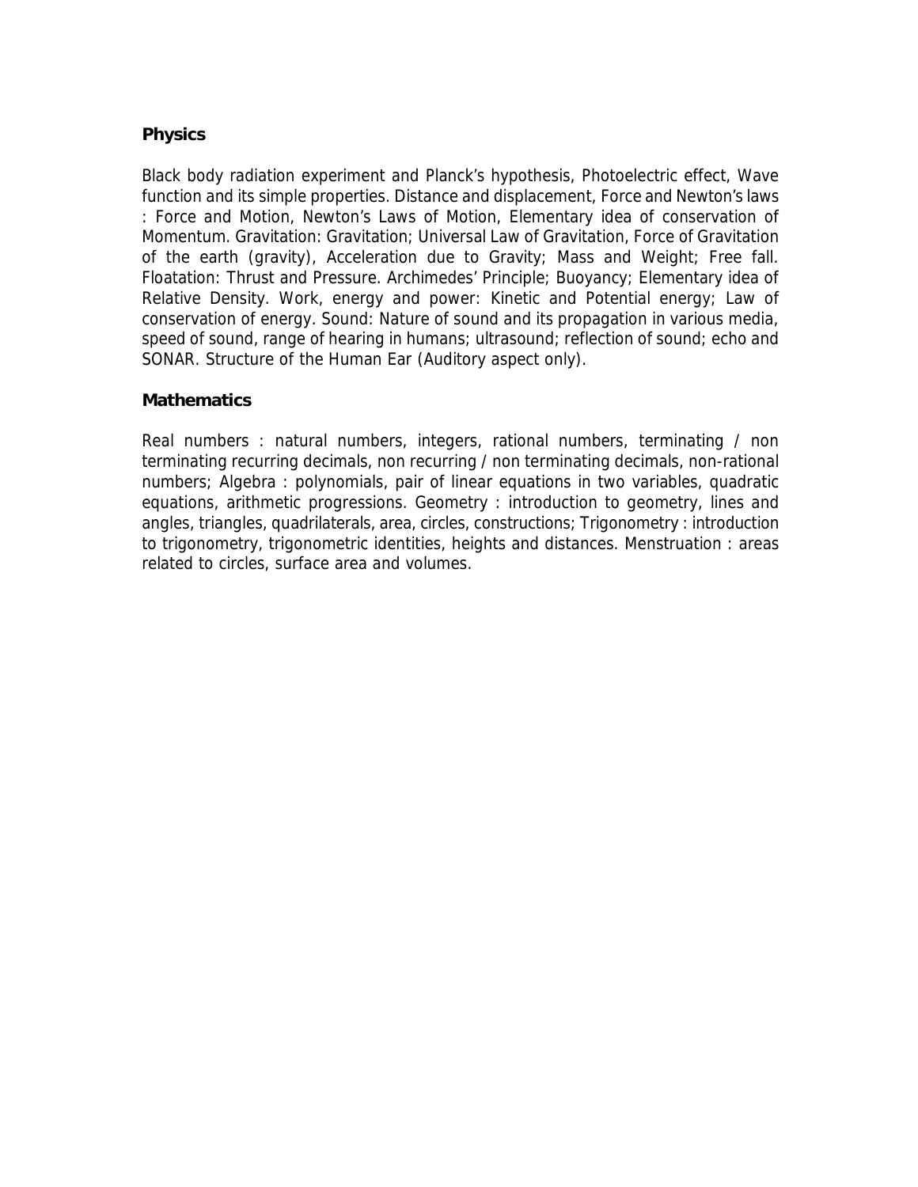**Physics**

Black body radiation experiment and Planck's hypothesis, Photoelectric effect, Wave function and its simple properties. Distance and displacement, Force and Newton's laws : Force and Motion, Newton's Laws of Motion, Elementary idea of conservation of Momentum. Gravitation: Gravitation; Universal Law of Gravitation, Force of Gravitation of the earth (gravity), Acceleration due to Gravity; Mass and Weight; Free fall. Floatation: Thrust and Pressure. Archimedes' Principle; Buoyancy; Elementary idea of Relative Density. Work, energy and power: Kinetic and Potential energy; Law of conservation of energy. Sound: Nature of sound and its propagation in various media, speed of sound, range of hearing in humans; ultrasound; reflection of sound; echo and SONAR. Structure of the Human Ear (Auditory aspect only).

**Mathematics**

Real numbers : natural numbers, integers, rational numbers, terminating / non terminating recurring decimals, non recurring / non terminating decimals, non-rational numbers; Algebra : polynomials, pair of linear equations in two variables, quadratic equations, arithmetic progressions. Geometry : introduction to geometry, lines and angles, triangles, quadrilaterals, area, circles, constructions; Trigonometry : introduction to trigonometry, trigonometric identities, heights and distances. Menstruation : areas related to circles, surface area and volumes.